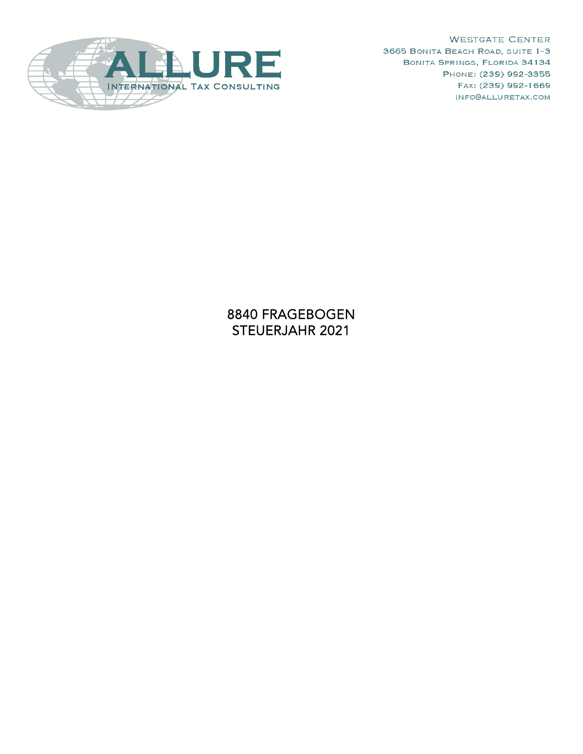ALLURE
INTERNATIONAL TAX CONSULTING

WESTGATE CENTER
3665 BONITA BEACH ROAD, SUITE 1-3
BONITA SPRINGS, FLORIDA 34134
PHONE: (239) 992-3355
FAX: (239) 992-1669
INFO@ALLURETAX.COM

# 8840 FRAGEBOGEN
# STEUERJAHR 2021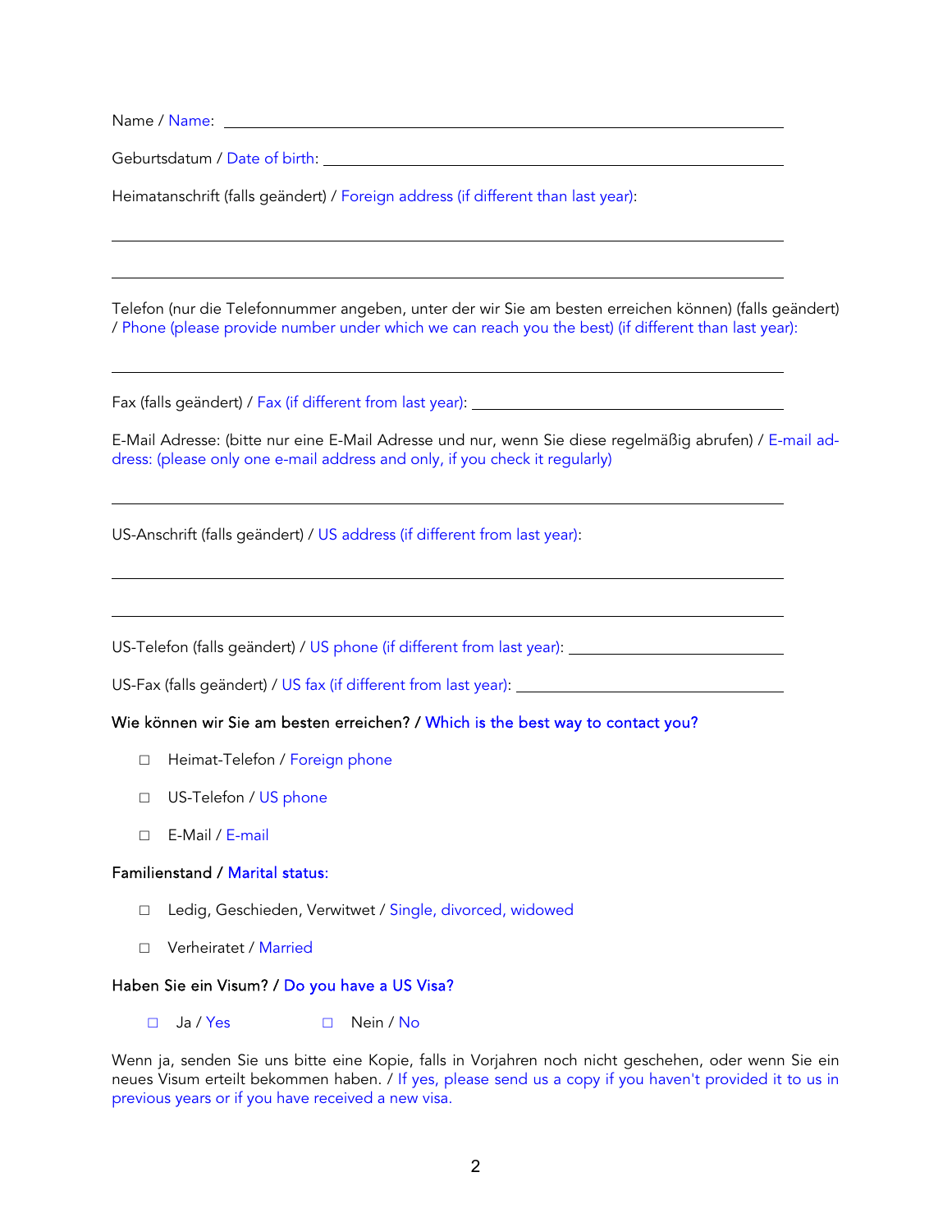Name / Name: ______________________________________________

Geburtsdatum / Date of birth: ______________________________________

Heimatanschrift (falls geändert) / Foreign address (if different than last year):

______________________________________________________________

______________________________________________________________

Telefon (nur die Telefonnummer angeben, unter der wir Sie am besten erreichen können) (falls geändert) / Phone (please provide number under which we can reach you the best) (if different than last year):

______________________________________________________________

Fax (falls geändert) / Fax (if different from last year): ______________________________

E-Mail Adresse: (bitte nur eine E-Mail Adresse und nur, wenn Sie diese regelmäßig abrufen) / E-mail address: (please only one e-mail address and only, if you check it regularly)

______________________________________________________________

US-Anschrift (falls geändert) / US address (if different from last year):

______________________________________________________________

______________________________________________________________

US-Telefon (falls geändert) / US phone (if different from last year): ____________________

US-Fax (falls geändert) / US fax (if different from last year): ________________________

**Wie können wir Sie am besten erreichen? / Which is the best way to contact you?**

- ☐ Heimat-Telefon / Foreign phone
- ☐ US-Telefon / US phone
- ☐ E-Mail / E-mail

**Familienstand / Marital status:**

- ☐ Ledig, Geschieden, Verwitwet / Single, divorced, widowed
- ☐ Verheiratet / Married

**Haben Sie ein Visum? / Do you have a US Visa?**

☐ Ja / Yes    ☐ Nein / No

Wenn ja, senden Sie uns bitte eine Kopie, falls in Vorjahren noch nicht geschehen, oder wenn Sie ein neues Visum erteilt bekommen haben. / If yes, please send us a copy if you haven't provided it to us in previous years or if you have received a new visa.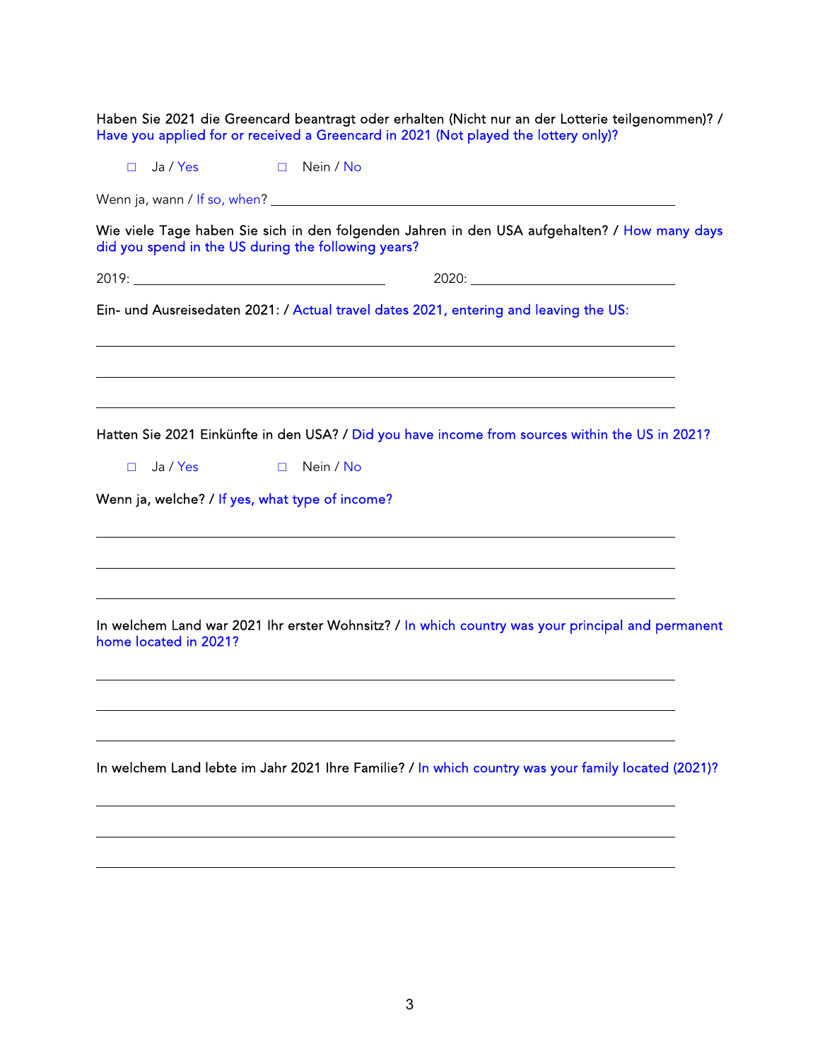Haben Sie 2021 die Greencard beantragt oder erhalten (Nicht nur an der Lotterie teilgenommen)? / Have you applied for or received a Greencard in 2021 (Not played the lottery only)?

☐ Ja / Yes ☐ Nein / No

Wenn ja, wann / If so, when? ______________________________

Wie viele Tage haben Sie sich in den folgenden Jahren in den USA aufgehalten? / How many days did you spend in the US during the following years?

2019: ______________________ 2020: ______________________

Ein- und Ausreisedaten 2021: / Actual travel dates 2021, entering and leaving the US:

______________________________

______________________________

______________________________

Hatten Sie 2021 Einkünfte in den USA? / Did you have income from sources within the US in 2021?

☐ Ja / Yes ☐ Nein / No

Wenn ja, welche? / If yes, what type of income?

______________________________

______________________________

______________________________

In welchem Land war 2021 Ihr erster Wohnsitz? / In which country was your principal and permanent home located in 2021?

______________________________

______________________________

______________________________

In welchem Land lebte im Jahr 2021 Ihre Familie? / In which country was your family located (2021)?

______________________________

______________________________

______________________________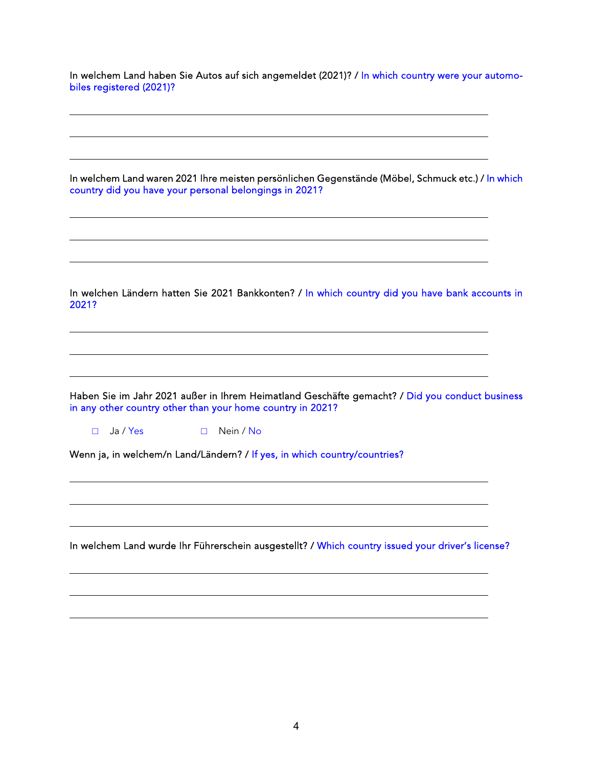In welchem Land haben Sie Autos auf sich angemeldet (2021)? / In which country were your automobiles registered (2021)?

\_\_\_\_\_\_\_\_\_\_\_\_\_\_\_\_\_\_\_\_\_\_\_\_\_\_\_\_\_\_\_\_\_\_\_\_\_\_\_\_\_\_\_\_\_\_\_\_\_\_\_\_\_\_\_\_\_\_\_\_\_\_\_\_\_\_\_\_\_\_\_\_

\_\_\_\_\_\_\_\_\_\_\_\_\_\_\_\_\_\_\_\_\_\_\_\_\_\_\_\_\_\_\_\_\_\_\_\_\_\_\_\_\_\_\_\_\_\_\_\_\_\_\_\_\_\_\_\_\_\_\_\_\_\_\_\_\_\_\_\_\_\_\_\_

\_\_\_\_\_\_\_\_\_\_\_\_\_\_\_\_\_\_\_\_\_\_\_\_\_\_\_\_\_\_\_\_\_\_\_\_\_\_\_\_\_\_\_\_\_\_\_\_\_\_\_\_\_\_\_\_\_\_\_\_\_\_\_\_\_\_\_\_\_\_\_\_

In welchem Land waren 2021 Ihre meisten persönlichen Gegenstände (Möbel, Schmuck etc.) / In which country did you have your personal belongings in 2021?

\_\_\_\_\_\_\_\_\_\_\_\_\_\_\_\_\_\_\_\_\_\_\_\_\_\_\_\_\_\_\_\_\_\_\_\_\_\_\_\_\_\_\_\_\_\_\_\_\_\_\_\_\_\_\_\_\_\_\_\_\_\_\_\_\_\_\_\_\_\_\_\_

\_\_\_\_\_\_\_\_\_\_\_\_\_\_\_\_\_\_\_\_\_\_\_\_\_\_\_\_\_\_\_\_\_\_\_\_\_\_\_\_\_\_\_\_\_\_\_\_\_\_\_\_\_\_\_\_\_\_\_\_\_\_\_\_\_\_\_\_\_\_\_\_

\_\_\_\_\_\_\_\_\_\_\_\_\_\_\_\_\_\_\_\_\_\_\_\_\_\_\_\_\_\_\_\_\_\_\_\_\_\_\_\_\_\_\_\_\_\_\_\_\_\_\_\_\_\_\_\_\_\_\_\_\_\_\_\_\_\_\_\_\_\_\_\_

In welchen Ländern hatten Sie 2021 Bankkonten? / In which country did you have bank accounts in 2021?

\_\_\_\_\_\_\_\_\_\_\_\_\_\_\_\_\_\_\_\_\_\_\_\_\_\_\_\_\_\_\_\_\_\_\_\_\_\_\_\_\_\_\_\_\_\_\_\_\_\_\_\_\_\_\_\_\_\_\_\_\_\_\_\_\_\_\_\_\_\_\_\_

\_\_\_\_\_\_\_\_\_\_\_\_\_\_\_\_\_\_\_\_\_\_\_\_\_\_\_\_\_\_\_\_\_\_\_\_\_\_\_\_\_\_\_\_\_\_\_\_\_\_\_\_\_\_\_\_\_\_\_\_\_\_\_\_\_\_\_\_\_\_\_\_

\_\_\_\_\_\_\_\_\_\_\_\_\_\_\_\_\_\_\_\_\_\_\_\_\_\_\_\_\_\_\_\_\_\_\_\_\_\_\_\_\_\_\_\_\_\_\_\_\_\_\_\_\_\_\_\_\_\_\_\_\_\_\_\_\_\_\_\_\_\_\_\_

Haben Sie im Jahr 2021 außer in Ihrem Heimatland Geschäfte gemacht? / Did you conduct business in any other country other than your home country in 2021?

☐ Ja / Yes ☐ Nein / No

Wenn ja, in welchem/n Land/Ländern? / If yes, in which country/countries?

\_\_\_\_\_\_\_\_\_\_\_\_\_\_\_\_\_\_\_\_\_\_\_\_\_\_\_\_\_\_\_\_\_\_\_\_\_\_\_\_\_\_\_\_\_\_\_\_\_\_\_\_\_\_\_\_\_\_\_\_\_\_\_\_\_\_\_\_\_\_\_\_

\_\_\_\_\_\_\_\_\_\_\_\_\_\_\_\_\_\_\_\_\_\_\_\_\_\_\_\_\_\_\_\_\_\_\_\_\_\_\_\_\_\_\_\_\_\_\_\_\_\_\_\_\_\_\_\_\_\_\_\_\_\_\_\_\_\_\_\_\_\_\_\_

\_\_\_\_\_\_\_\_\_\_\_\_\_\_\_\_\_\_\_\_\_\_\_\_\_\_\_\_\_\_\_\_\_\_\_\_\_\_\_\_\_\_\_\_\_\_\_\_\_\_\_\_\_\_\_\_\_\_\_\_\_\_\_\_\_\_\_\_\_\_\_\_

In welchem Land wurde Ihr Führerschein ausgestellt? / Which country issued your driver's license?

\_\_\_\_\_\_\_\_\_\_\_\_\_\_\_\_\_\_\_\_\_\_\_\_\_\_\_\_\_\_\_\_\_\_\_\_\_\_\_\_\_\_\_\_\_\_\_\_\_\_\_\_\_\_\_\_\_\_\_\_\_\_\_\_\_\_\_\_\_\_\_\_

\_\_\_\_\_\_\_\_\_\_\_\_\_\_\_\_\_\_\_\_\_\_\_\_\_\_\_\_\_\_\_\_\_\_\_\_\_\_\_\_\_\_\_\_\_\_\_\_\_\_\_\_\_\_\_\_\_\_\_\_\_\_\_\_\_\_\_\_\_\_\_\_

\_\_\_\_\_\_\_\_\_\_\_\_\_\_\_\_\_\_\_\_\_\_\_\_\_\_\_\_\_\_\_\_\_\_\_\_\_\_\_\_\_\_\_\_\_\_\_\_\_\_\_\_\_\_\_\_\_\_\_\_\_\_\_\_\_\_\_\_\_\_\_\_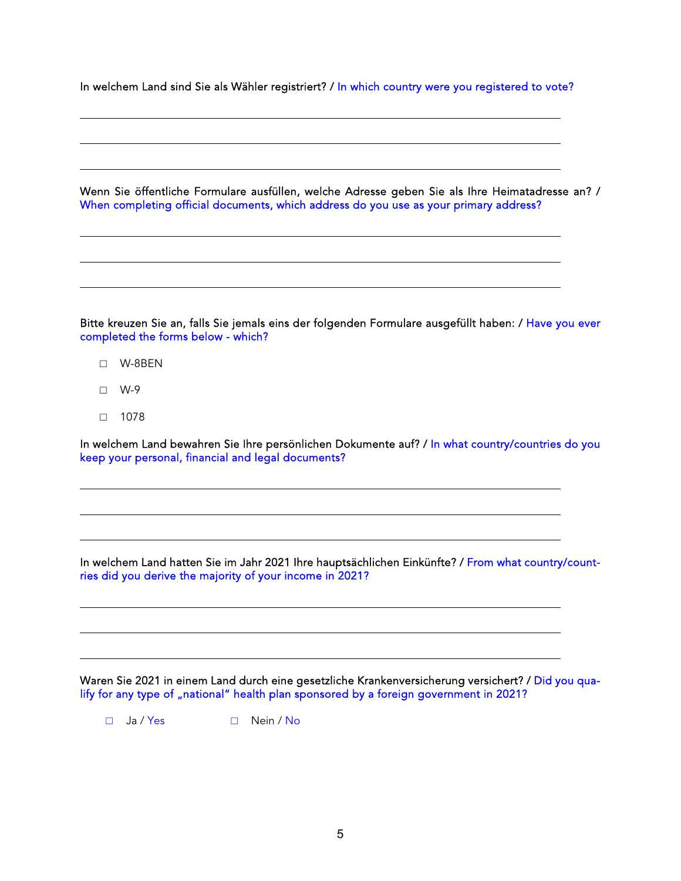In welchem Land sind Sie als Wähler registriert? / In which country were you registered to vote?

\_\_\_\_\_\_\_\_\_\_\_\_\_\_\_\_\_\_\_\_\_\_\_\_\_\_\_\_\_\_\_\_\_\_\_\_\_\_\_\_\_\_\_\_\_\_\_\_\_\_\_\_\_\_\_\_\_\_\_\_

\_\_\_\_\_\_\_\_\_\_\_\_\_\_\_\_\_\_\_\_\_\_\_\_\_\_\_\_\_\_\_\_\_\_\_\_\_\_\_\_\_\_\_\_\_\_\_\_\_\_\_\_\_\_\_\_\_\_\_\_

\_\_\_\_\_\_\_\_\_\_\_\_\_\_\_\_\_\_\_\_\_\_\_\_\_\_\_\_\_\_\_\_\_\_\_\_\_\_\_\_\_\_\_\_\_\_\_\_\_\_\_\_\_\_\_\_\_\_\_\_

Wenn Sie öffentliche Formulare ausfüllen, welche Adresse geben Sie als Ihre Heimatadresse an? / When completing official documents, which address do you use as your primary address?

\_\_\_\_\_\_\_\_\_\_\_\_\_\_\_\_\_\_\_\_\_\_\_\_\_\_\_\_\_\_\_\_\_\_\_\_\_\_\_\_\_\_\_\_\_\_\_\_\_\_\_\_\_\_\_\_\_\_\_\_

\_\_\_\_\_\_\_\_\_\_\_\_\_\_\_\_\_\_\_\_\_\_\_\_\_\_\_\_\_\_\_\_\_\_\_\_\_\_\_\_\_\_\_\_\_\_\_\_\_\_\_\_\_\_\_\_\_\_\_\_

\_\_\_\_\_\_\_\_\_\_\_\_\_\_\_\_\_\_\_\_\_\_\_\_\_\_\_\_\_\_\_\_\_\_\_\_\_\_\_\_\_\_\_\_\_\_\_\_\_\_\_\_\_\_\_\_\_\_\_\_

Bitte kreuzen Sie an, falls Sie jemals eins der folgenden Formulare ausgefüllt haben: / Have you ever completed the forms below - which?

- ☐ W-8BEN
- ☐ W-9
- ☐ 1078

In welchem Land bewahren Sie Ihre persönlichen Dokumente auf? / In what country/countries do you keep your personal, financial and legal documents?

\_\_\_\_\_\_\_\_\_\_\_\_\_\_\_\_\_\_\_\_\_\_\_\_\_\_\_\_\_\_\_\_\_\_\_\_\_\_\_\_\_\_\_\_\_\_\_\_\_\_\_\_\_\_\_\_\_\_\_\_

\_\_\_\_\_\_\_\_\_\_\_\_\_\_\_\_\_\_\_\_\_\_\_\_\_\_\_\_\_\_\_\_\_\_\_\_\_\_\_\_\_\_\_\_\_\_\_\_\_\_\_\_\_\_\_\_\_\_\_\_

\_\_\_\_\_\_\_\_\_\_\_\_\_\_\_\_\_\_\_\_\_\_\_\_\_\_\_\_\_\_\_\_\_\_\_\_\_\_\_\_\_\_\_\_\_\_\_\_\_\_\_\_\_\_\_\_\_\_\_\_

In welchem Land hatten Sie im Jahr 2021 Ihre hauptsächlichen Einkünfte? / From what country/countries did you derive the majority of your income in 2021?

\_\_\_\_\_\_\_\_\_\_\_\_\_\_\_\_\_\_\_\_\_\_\_\_\_\_\_\_\_\_\_\_\_\_\_\_\_\_\_\_\_\_\_\_\_\_\_\_\_\_\_\_\_\_\_\_\_\_\_\_

\_\_\_\_\_\_\_\_\_\_\_\_\_\_\_\_\_\_\_\_\_\_\_\_\_\_\_\_\_\_\_\_\_\_\_\_\_\_\_\_\_\_\_\_\_\_\_\_\_\_\_\_\_\_\_\_\_\_\_\_

\_\_\_\_\_\_\_\_\_\_\_\_\_\_\_\_\_\_\_\_\_\_\_\_\_\_\_\_\_\_\_\_\_\_\_\_\_\_\_\_\_\_\_\_\_\_\_\_\_\_\_\_\_\_\_\_\_\_\_\_

Waren Sie 2021 in einem Land durch eine gesetzliche Krankenversicherung versichert? / Did you qualify for any type of „national" health plan sponsored by a foreign government in 2021?

☐ Ja / Yes ☐ Nein / No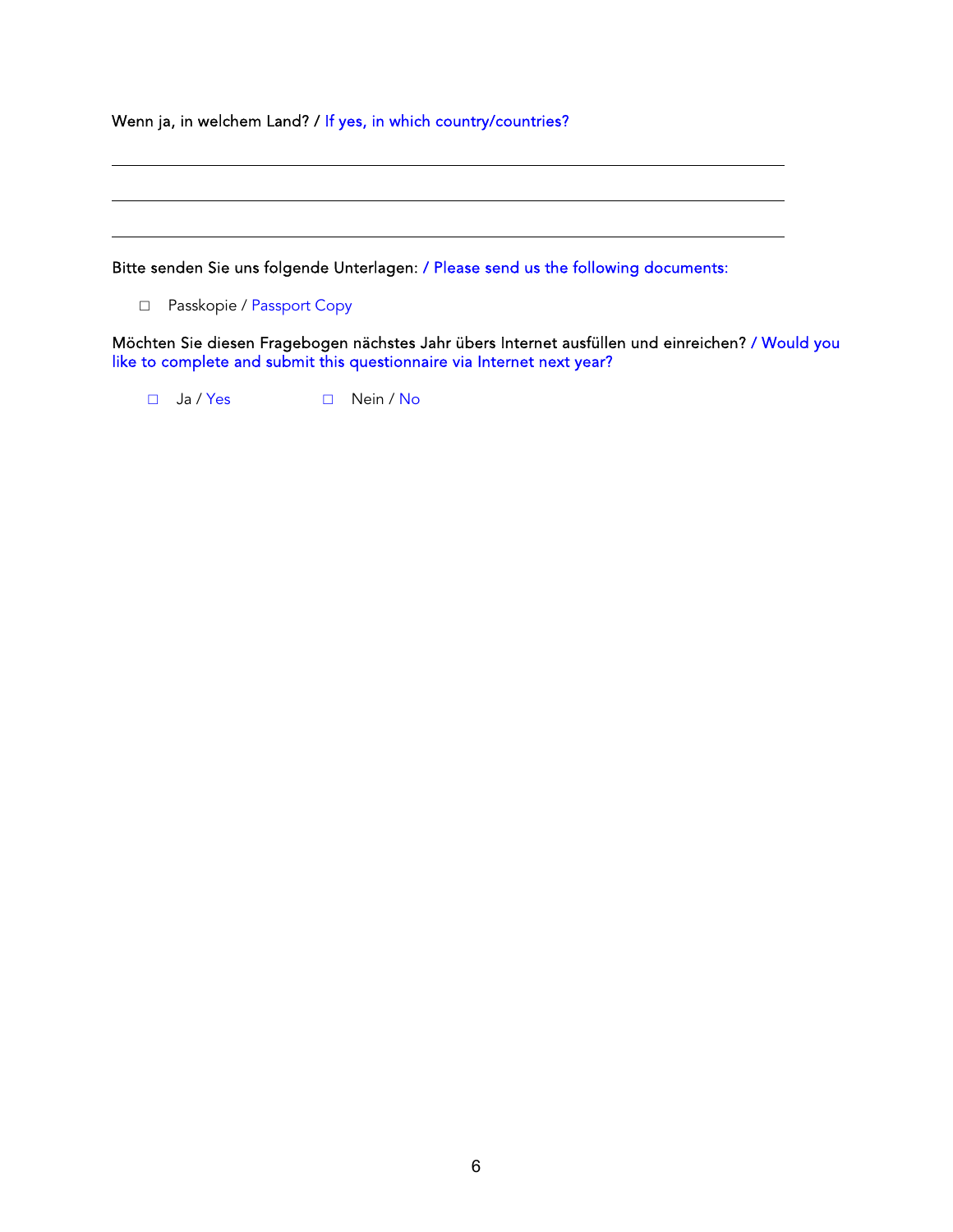Wenn ja, in welchem Land? / If yes, in which country/countries?

\_\_\_\_\_\_\_\_\_\_\_\_\_\_\_\_\_\_\_\_\_\_\_\_\_\_\_\_\_\_\_\_\_\_\_\_\_\_\_\_\_\_\_\_\_\_\_\_\_\_\_\_\_\_\_\_\_\_

\_\_\_\_\_\_\_\_\_\_\_\_\_\_\_\_\_\_\_\_\_\_\_\_\_\_\_\_\_\_\_\_\_\_\_\_\_\_\_\_\_\_\_\_\_\_\_\_\_\_\_\_\_\_\_\_\_\_

\_\_\_\_\_\_\_\_\_\_\_\_\_\_\_\_\_\_\_\_\_\_\_\_\_\_\_\_\_\_\_\_\_\_\_\_\_\_\_\_\_\_\_\_\_\_\_\_\_\_\_\_\_\_\_\_\_\_

Bitte senden Sie uns folgende Unterlagen: / Please send us the following documents:

- ☐ Passkopie / Passport Copy

Möchten Sie diesen Fragebogen nächstes Jahr übers Internet ausfüllen und einreichen? / Would you like to complete and submit this questionnaire via Internet next year?

☐ Ja / Yes ☐ Nein / No